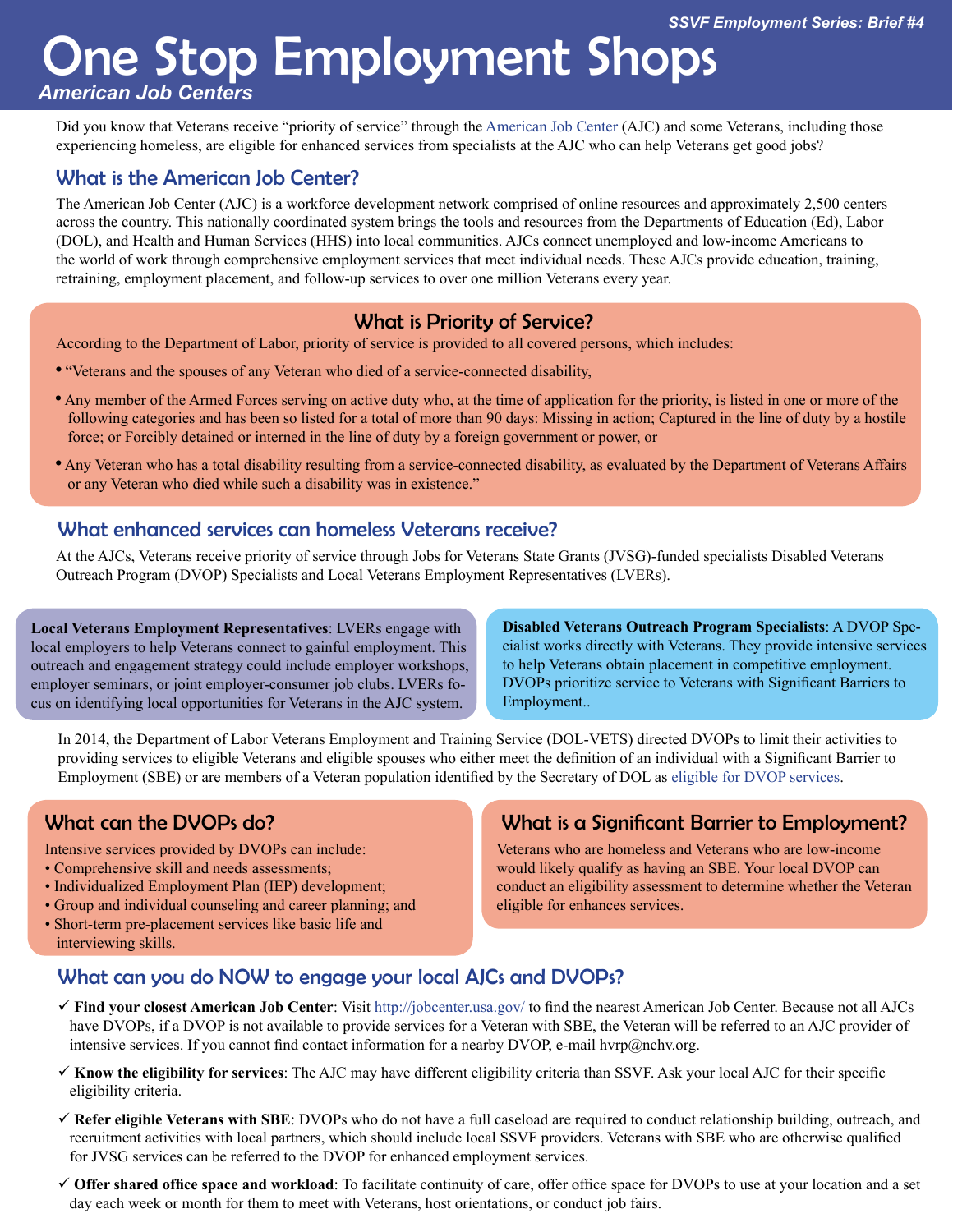*SSVF Employment Series: Brief #4*

# One Stop Employment Shops

***American Job Centers***

Did you know that Veterans receive "priority of service" through the American Job Center (AJC) and some Veterans, including those experiencing homeless, are eligible for enhanced services from specialists at the AJC who can help Veterans get good jobs?

## What is the American Job Center?

The American Job Center (AJC) is a workforce development network comprised of online resources and approximately 2,500 centers across the country. This nationally coordinated system brings the tools and resources from the Departments of Education (Ed), Labor (DOL), and Health and Human Services (HHS) into local communities. AJCs connect unemployed and low-income Americans to the world of work through comprehensive employment services that meet individual needs. These AJCs provide education, training, retraining, employment placement, and follow-up services to over one million Veterans every year.

### What is Priority of Service?

According to the Department of Labor, priority of service is provided to all covered persons, which includes:

- "Veterans and the spouses of any Veteran who died of a service-connected disability,
- Any member of the Armed Forces serving on active duty who, at the time of application for the priority, is listed in one or more of the following categories and has been so listed for a total of more than 90 days: Missing in action; Captured in the line of duty by a hostile force; or Forcibly detained or interned in the line of duty by a foreign government or power, or
- Any Veteran who has a total disability resulting from a service-connected disability, as evaluated by the Department of Veterans Affairs or any Veteran who died while such a disability was in existence."

## What enhanced services can homeless Veterans receive?

At the AJCs, Veterans receive priority of service through Jobs for Veterans State Grants (JVSG)-funded specialists Disabled Veterans Outreach Program (DVOP) Specialists and Local Veterans Employment Representatives (LVERs).

**Local Veterans Employment Representatives**: LVERs engage with local employers to help Veterans connect to gainful employment. This outreach and engagement strategy could include employer workshops, employer seminars, or joint employer-consumer job clubs. LVERs focus on identifying local opportunities for Veterans in the AJC system.

**Disabled Veterans Outreach Program Specialists**: A DVOP Specialist works directly with Veterans. They provide intensive services to help Veterans obtain placement in competitive employment. DVOPs prioritize service to Veterans with Significant Barriers to Employment..

In 2014, the Department of Labor Veterans Employment and Training Service (DOL-VETS) directed DVOPs to limit their activities to providing services to eligible Veterans and eligible spouses who either meet the definition of an individual with a Significant Barrier to Employment (SBE) or are members of a Veteran population identified by the Secretary of DOL as eligible for DVOP services.

### What can the DVOPs do?

Intensive services provided by DVOPs can include:

- Comprehensive skill and needs assessments;
- Individualized Employment Plan (IEP) development;
- Group and individual counseling and career planning; and
- Short-term pre-placement services like basic life and interviewing skills.

### What is a Significant Barrier to Employment?

Veterans who are homeless and Veterans who are low-income would likely qualify as having an SBE. Your local DVOP can conduct an eligibility assessment to determine whether the Veteran eligible for enhances services.

## What can you do NOW to engage your local AJCs and DVOPs?

- ✓ **Find your closest American Job Center**: Visit http://jobcenter.usa.gov/ to find the nearest American Job Center. Because not all AJCs have DVOPs, if a DVOP is not available to provide services for a Veteran with SBE, the Veteran will be referred to an AJC provider of intensive services. If you cannot find contact information for a nearby DVOP, e-mail hvrp@nchv.org.
- ✓ **Know the eligibility for services**: The AJC may have different eligibility criteria than SSVF. Ask your local AJC for their specific eligibility criteria.
- ✓ **Refer eligible Veterans with SBE**: DVOPs who do not have a full caseload are required to conduct relationship building, outreach, and recruitment activities with local partners, which should include local SSVF providers. Veterans with SBE who are otherwise qualified for JVSG services can be referred to the DVOP for enhanced employment services.
- ✓ **Offer shared office space and workload**: To facilitate continuity of care, offer office space for DVOPs to use at your location and a set day each week or month for them to meet with Veterans, host orientations, or conduct job fairs.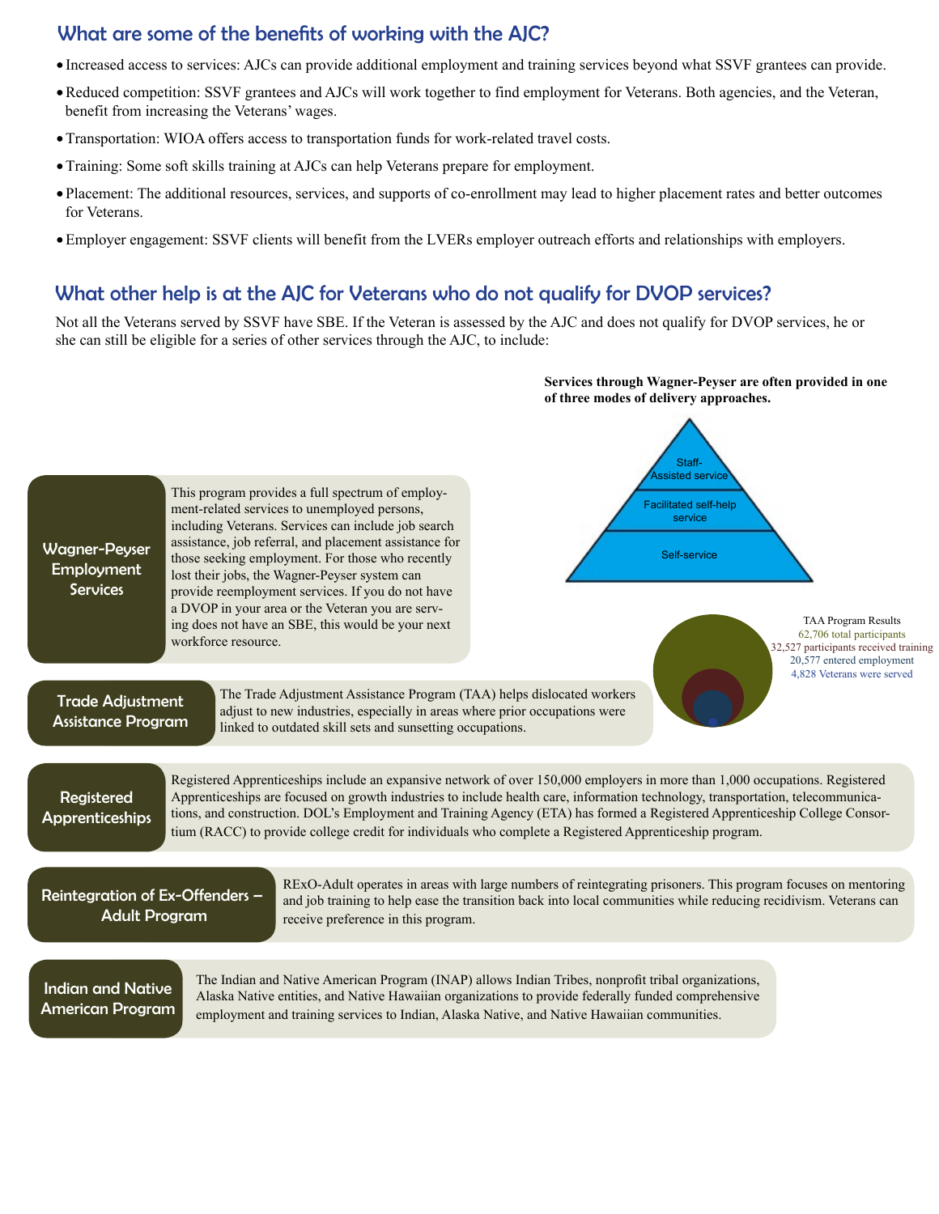## What are some of the benefits of working with the AJC?

- Increased access to services: AJCs can provide additional employment and training services beyond what SSVF grantees can provide.
- Reduced competition: SSVF grantees and AJCs will work together to find employment for Veterans. Both agencies, and the Veteran, benefit from increasing the Veterans' wages.
- Transportation: WIOA offers access to transportation funds for work-related travel costs.
- Training: Some soft skills training at AJCs can help Veterans prepare for employment.
- Placement: The additional resources, services, and supports of co-enrollment may lead to higher placement rates and better outcomes for Veterans.
- Employer engagement: SSVF clients will benefit from the LVERs employer outreach efforts and relationships with employers.

## What other help is at the AJC for Veterans who do not qualify for DVOP services?

Not all the Veterans served by SSVF have SBE. If the Veteran is assessed by the AJC and does not qualify for DVOP services, he or she can still be eligible for a series of other services through the AJC, to include:

**Services through Wagner-Peyser are often provided in one of three modes of delivery approaches.**

Staff-Assisted service

Facilitated self-help service

Self-service

### Wagner-Peyser Employment Services

This program provides a full spectrum of employment-related services to unemployed persons, including Veterans. Services can include job search assistance, job referral, and placement assistance for those seeking employment. For those who recently lost their jobs, the Wagner-Peyser system can provide reemployment services. If you do not have a DVOP in your area or the Veteran you are serving does not have an SBE, this would be your next workforce resource.

TAA Program Results

62,706 total participants

32,527 participants received training

20,577 entered employment

4,828 Veterans were served

### Trade Adjustment Assistance Program

The Trade Adjustment Assistance Program (TAA) helps dislocated workers adjust to new industries, especially in areas where prior occupations were linked to outdated skill sets and sunsetting occupations.

### Registered Apprenticeships

Registered Apprenticeships include an expansive network of over 150,000 employers in more than 1,000 occupations. Registered Apprenticeships are focused on growth industries to include health care, information technology, transportation, telecommunications, and construction. DOL's Employment and Training Agency (ETA) has formed a Registered Apprenticeship College Consortium (RACC) to provide college credit for individuals who complete a Registered Apprenticeship program.

### Reintegration of Ex-Offenders – Adult Program

RExO-Adult operates in areas with large numbers of reintegrating prisoners. This program focuses on mentoring and job training to help ease the transition back into local communities while reducing recidivism. Veterans can receive preference in this program.

### Indian and Native American Program

The Indian and Native American Program (INAP) allows Indian Tribes, nonprofit tribal organizations, Alaska Native entities, and Native Hawaiian organizations to provide federally funded comprehensive employment and training services to Indian, Alaska Native, and Native Hawaiian communities.